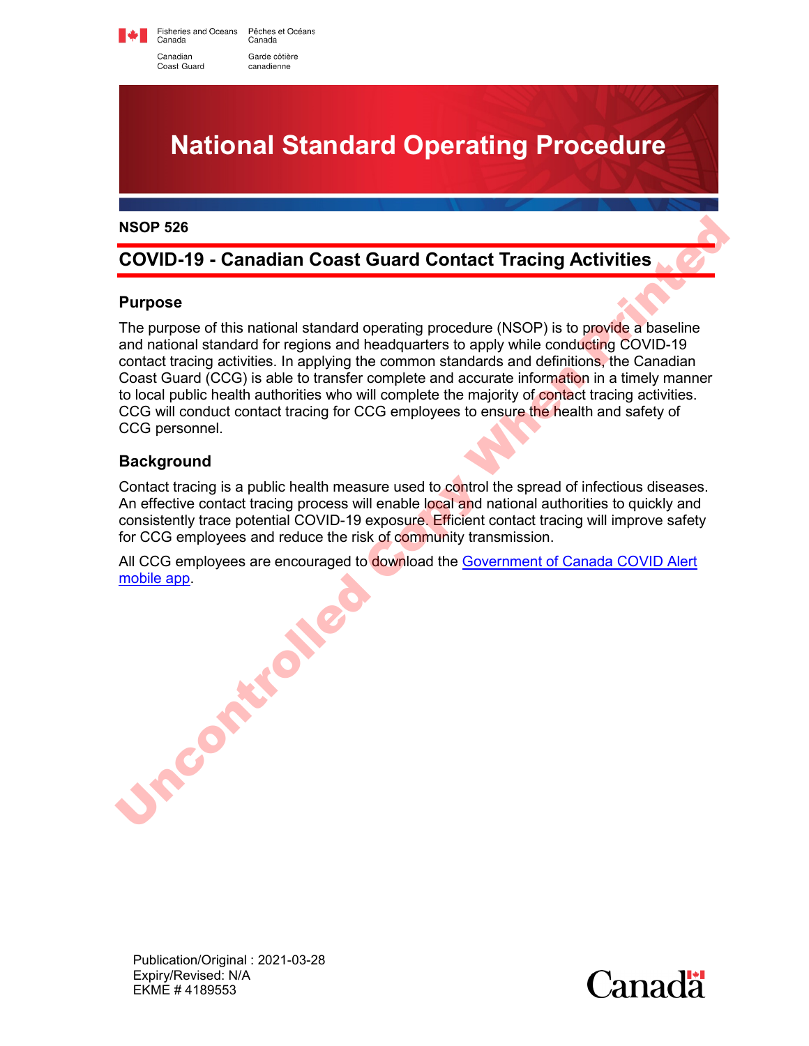Fisheries and Oceans Canada / Pêches et Océans Canada

Canadian Coast Guard / Garde côtière canadienne

# National Standard Operating Procedure

**NSOP 526**

## COVID-19 - Canadian Coast Guard Contact Tracing Activities

### Purpose

The purpose of this national standard operating procedure (NSOP) is to provide a baseline and national standard for regions and headquarters to apply while conducting COVID-19 contact tracing activities. In applying the common standards and definitions, the Canadian Coast Guard (CCG) is able to transfer complete and accurate information in a timely manner to local public health authorities who will complete the majority of contact tracing activities. CCG will conduct contact tracing for CCG employees to ensure the health and safety of CCG personnel.

### Background

Contact tracing is a public health measure used to control the spread of infectious diseases. An effective contact tracing process will enable local and national authorities to quickly and consistently trace potential COVID-19 exposure. Efficient contact tracing will improve safety for CCG employees and reduce the risk of community transmission.

All CCG employees are encouraged to download the Government of Canada COVID Alert mobile app.

Publication/Original : 2021-03-28
Expiry/Revised: N/A
EKME # 4189553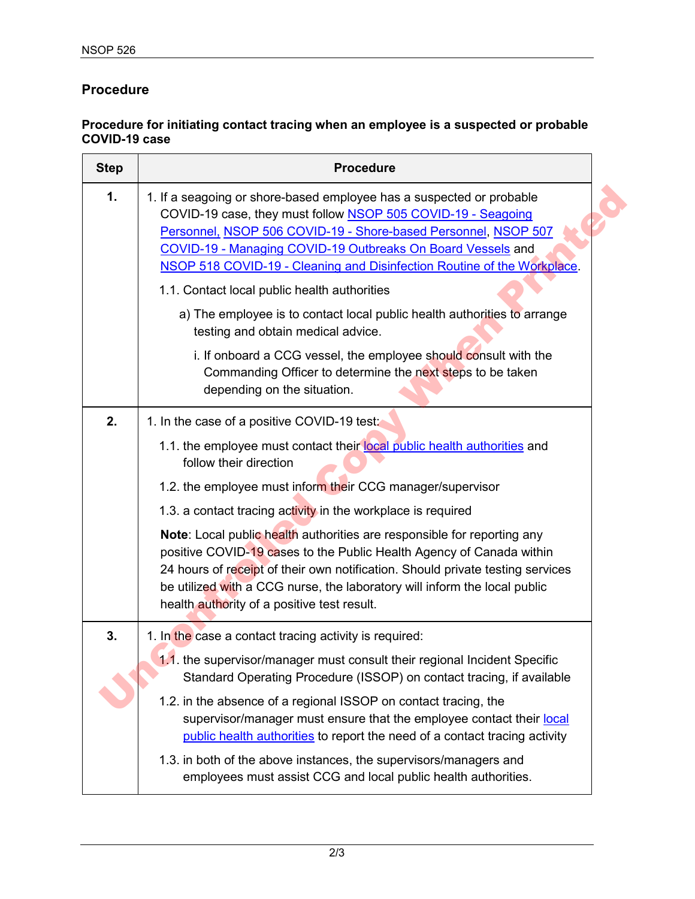## Procedure

**Procedure for initiating contact tracing when an employee is a suspected or probable COVID-19 case**

| Step | Procedure |
|---|---|
| **1.** | 1. If a seagoing or shore-based employee has a suspected or probable COVID-19 case, they must follow NSOP 505 COVID-19 - Seagoing Personnel, NSOP 506 COVID-19 - Shore-based Personnel, NSOP 507 COVID-19 - Managing COVID-19 Outbreaks On Board Vessels and NSOP 518 COVID-19 - Cleaning and Disinfection Routine of the Workplace.<br>1.1. Contact local public health authorities<br>a) The employee is to contact local public health authorities to arrange testing and obtain medical advice.<br>i. If onboard a CCG vessel, the employee should consult with the Commanding Officer to determine the next steps to be taken depending on the situation. |
| **2.** | 1. In the case of a positive COVID-19 test:<br>1.1. the employee must contact their local public health authorities and follow their direction<br>1.2. the employee must inform their CCG manager/supervisor<br>1.3. a contact tracing activity in the workplace is required<br>**Note**: Local public health authorities are responsible for reporting any positive COVID-19 cases to the Public Health Agency of Canada within 24 hours of receipt of their own notification. Should private testing services be utilized with a CCG nurse, the laboratory will inform the local public health authority of a positive test result. |
| **3.** | 1. In the case a contact tracing activity is required:<br>1.1. the supervisor/manager must consult their regional Incident Specific Standard Operating Procedure (ISSOP) on contact tracing, if available<br>1.2. in the absence of a regional ISSOP on contact tracing, the supervisor/manager must ensure that the employee contact their local public health authorities to report the need of a contact tracing activity<br>1.3. in both of the above instances, the supervisors/managers and employees must assist CCG and local public health authorities. |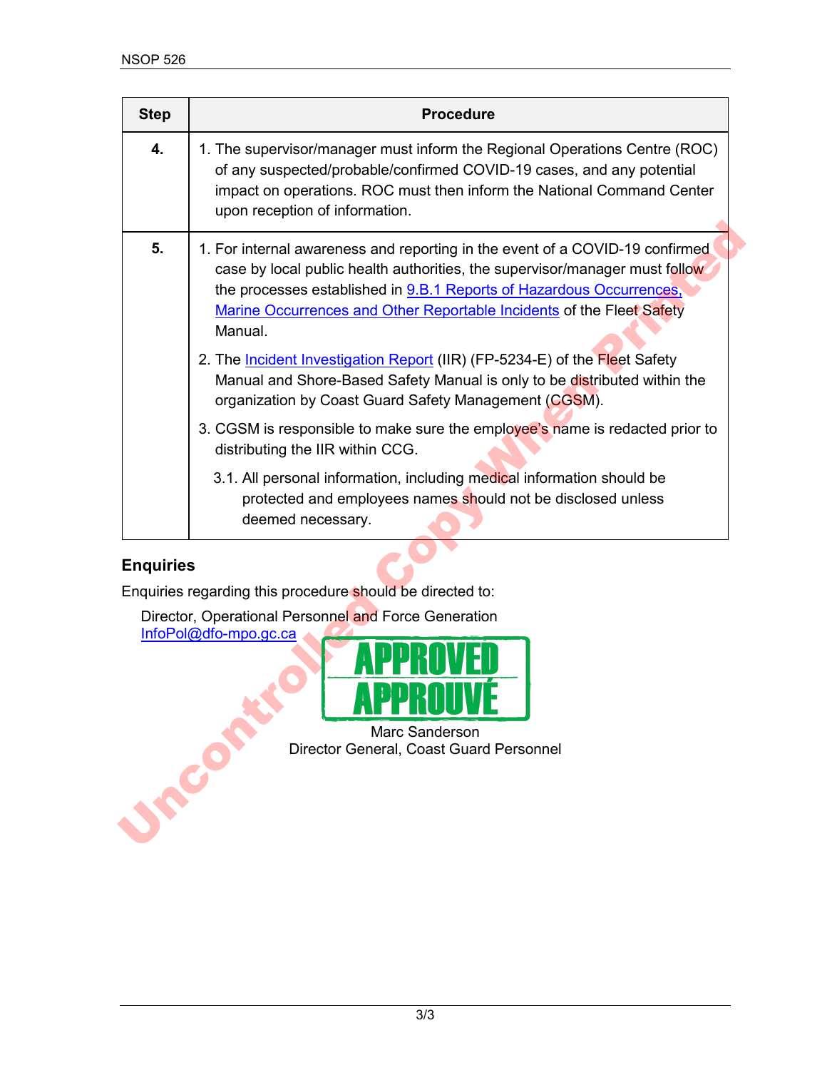| Step | Procedure |
|---|---|
| **4.** | 1. The supervisor/manager must inform the Regional Operations Centre (ROC) of any suspected/probable/confirmed COVID-19 cases, and any potential impact on operations. ROC must then inform the National Command Center upon reception of information. |
| **5.** | 1. For internal awareness and reporting in the event of a COVID-19 confirmed case by local public health authorities, the supervisor/manager must follow the processes established in 9.B.1 Reports of Hazardous Occurrences, Marine Occurrences and Other Reportable Incidents of the Fleet Safety Manual.<br>2. The Incident Investigation Report (IIR) (FP-5234-E) of the Fleet Safety Manual and Shore-Based Safety Manual is only to be distributed within the organization by Coast Guard Safety Management (CGSM).<br>3. CGSM is responsible to make sure the employee's name is redacted prior to distributing the IIR within CCG.<br>3.1. All personal information, including medical information should be protected and employees names should not be disclosed unless deemed necessary. |

## Enquiries

Enquiries regarding this procedure should be directed to:

Director, Operational Personnel and Force Generation
InfoPol@dfo-mpo.gc.ca

APPROVED
APPROUVÉ

Marc Sanderson
Director General, Coast Guard Personnel

Uncontrolled Copy When Printed